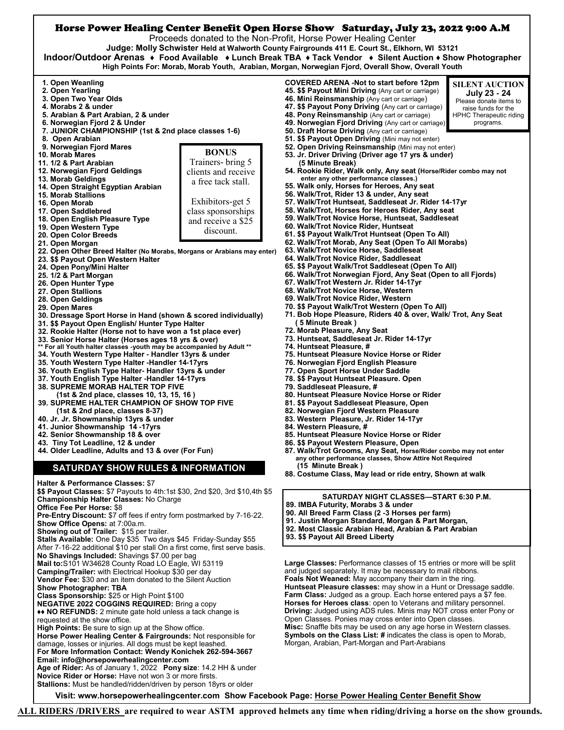# Horse Power Healing Center Benefit Open Horse Show Saturday, July 23, 2022 9:00 A.M

Proceeds donated to the Non-Profit, Horse Power Healing Center

**Judge: Molly Schwister Held at Walworth County Fairgrounds 411 E. Court St., Elkhorn, WI 53121**

**Indoor/Outdoor Arenas ♦ Food Available ♦ Lunch Break TBA ♦ Tack Vendor ♦ Silent Auction ♦ Show Photographer**

**High Points For: Morab, Morab Youth, Arabian, Morgan, Norwegian Fjord, Overall Show, Overall Youth**

**1. Open Weanling**
**2. Open Yearling**
**3. Open Two Year Olds**
**4. Morabs 2 & under**
**5. Arabian & Part Arabian, 2 & under**
**6. Norwegian Fjord 2 & Under**
**7. JUNIOR CHAMPIONSHIP (1st & 2nd place classes 1-6)**
**8. Open Arabian**
**9. Norwegian Fjord Mares**
**10. Morab Mares**
**11. 1/2 & Part Arabian**
**12. Norwegian Fjord Geldings**
**13. Morab Geldings**
**14. Open Straight Egyptian Arabian**
**15. Morab Stallions**
**16. Open Morab**
**17. Open Saddlebred**
**18. Open English Pleasure Type**
**19. Open Western Type**
**20. Open Color Breeds**
**21. Open Morgan**
**22. Open Other Breed Halter (No Morabs, Morgans or Arabians may enter)**
**23. $$ Payout Open Western Halter**
**24. Open Pony/Mini Halter**
**25. 1/2 & Part Morgan**
**26. Open Hunter Type**
**27. Open Stallions**
**28. Open Geldings**
**29. Open Mares**
**30. Dressage Sport Horse in Hand (shown & scored individually)**
**31. $$ Payout Open English/ Hunter Type Halter**
**32. Rookie Halter (Horse not to have won a 1st place ever)**
**33. Senior Horse Halter (Horses ages 18 yrs & over)**
**\*\* For all Youth halter classes -youth may be accompanied by Adult \*\***
**34. Youth Western Type Halter - Handler 13yrs & under**
**35. Youth Western Type Halter -Handler 14-17yrs**
**36. Youth English Type Halter- Handler 13yrs & under**
**37. Youth English Type Halter -Handler 14-17yrs**
**38. SUPREME MORAB HALTER TOP FIVE**
**(1st & 2nd place, classes 10, 13, 15, 16 )**
**39. SUPREME HALTER CHAMPION OF SHOW TOP FIVE**
**(1st & 2nd place, classes 8-37)**
**40. Jr. Jr. Showmanship 13yrs & under**
**41. Junior Showmanship 14 -17yrs**
**42. Senior Showmanship 18 & over**
**43. Tiny Tot Leadline, 12 & under**
**44. Older Leadline, Adults and 13 & over (For Fun)**

**BONUS**

Trainers- bring 5 clients and receive a free tack stall.

Exhibitors-get 5 class sponsorships and receive a $25 discount.

**COVERED ARENA -Not to start before 12pm**
**45. $$ Payout Mini Driving** (Any cart or carriage)
**46. Mini Reinsmanship** (Any cart or carriage)
**47. $$ Payout Pony Driving** (Any cart or carriage)
**48. Pony Reinsmanship** (Any cart or carriage)
**49. Norwegian Fjord Driving** (Any cart or carriage)
**50. Draft Horse Driving** (Any cart or carriage)
**51. $$ Payout Open Driving** (Mini may not enter)
**52. Open Driving Reinsmanship** (Mini may not enter)
**53. Jr. Driver Driving (Driver age 17 yrs & under)**
**(5 Minute Break)**
**54. Rookie Rider, Walk only, Any seat (Horse/Rider combo may not enter any other performance classes.)**
**55. Walk only, Horses for Heroes, Any seat**
**56. Walk/Trot, Rider 13 & under, Any seat**
**57. Walk/Trot Huntseat, Saddleseat Jr. Rider 14-17yr**
**58. Walk/Trot, Horses for Heroes Rider, Any seat**
**59. Walk/Trot Novice Horse, Huntseat, Saddleseat**
**60. Walk/Trot Novice Rider, Huntseat**
**61. $$ Payout Walk/Trot Huntseat (Open To All)**
**62. Walk/Trot Morab, Any Seat (Open To All Morabs)**
**63. Walk/Trot Novice Horse, Saddleseat**
**64. Walk/Trot Novice Rider, Saddleseat**
**65. $$ Payout Walk/Trot Saddleseat (Open To All)**
**66. Walk/Trot Norwegian Fjord, Any Seat (Open to all Fjords)**
**67. Walk/Trot Western Jr. Rider 14-17yr**
**68. Walk/Trot Novice Horse, Western**
**69. Walk/Trot Novice Rider, Western**
**70. $$ Payout Walk/Trot Western (Open To All)**
**71. Bob Hope Pleasure, Riders 40 & over, Walk/ Trot, Any Seat**
**( 5 Minute Break )**
**72. Morab Pleasure, Any Seat**
**73. Huntseat, Saddleseat Jr. Rider 14-17yr**
**74. Huntseat Pleasure, #**
**75. Huntseat Pleasure Novice Horse or Rider**
**76. Norwegian Fjord English Pleasure**
**77. Open Sport Horse Under Saddle**
**78. $$ Payout Huntseat Pleasure. Open**
**79. Saddleseat Pleasure, #**
**80. Huntseat Pleasure Novice Horse or Rider**
**81. $$ Payout Saddleseat Pleasure, Open**
**82. Norwegian Fjord Western Pleasure**
**83. Western Pleasure, Jr. Rider 14-17yr**
**84. Western Pleasure, #**
**85. Huntseat Pleasure Novice Horse or Rider**
**86. $$ Payout Western Pleasure, Open**
**87. Walk/Trot Grooms, Any Seat, Horse/Rider combo may not enter any other performance classes, Show Attire Not Required**
**(15 Minute Break )**
**88. Costume Class, May lead or ride entry, Shown at walk**

**SILENT AUCTION**
**July 23 - 24**
Please donate items to raise funds for the HPHC Therapeutic riding programs.

## SATURDAY SHOW RULES & INFORMATION

**Halter & Performance Classes:** $7
**$$ Payout Classes:** $7 Payouts to 4th:1st $30, 2nd $20, 3rd $10,4th $5
**Championship Halter Classes:** No Charge
**Office Fee Per Horse:** $8
**Pre-Entry Discount:** $7 off fees if entry form postmarked by 7-16-22.
**Show Office Opens:** at 7:00a.m.
**Showing out of Trailer:** $15 per trailer.
**Stalls Available:** One Day $35 Two days $45 Friday-Sunday $55
After 7-16-22 additional $10 per stall On a first come, first serve basis.
**No Shavings Included:** Shavings $7.00 per bag
**Mail to:**S101 W34628 County Road LO Eagle, WI 53119
**Camping/Trailer:** with Electrical Hookup $30 per day
**Vendor Fee:** $30 and an item donated to the Silent Auction
**Show Photographer: TBA**
**Class Sponsorship:** $25 or High Point $100
**NEGATIVE 2022 COGGINS REQUIRED:** Bring a copy
**♦♦ NO REFUNDS:** 2 minute gate hold unless a tack change is requested at the show office.
**High Points:** Be sure to sign up at the Show office.
**Horse Power Healing Center & Fairgrounds:** Not responsible for damage, losses or injuries. All dogs must be kept leashed.
**For More Information Contact: Wendy Konichek 262-594-3667**
**Email: info@horsepowerhealingcenter.com**
**Age of Rider:** As of January 1, 2022 **Pony size**: 14.2 HH & under
**Novice Rider or Horse:** Have not won 3 or more firsts.
**Stallions:** Must be handled/ridden/driven by person 18yrs or older

**SATURDAY NIGHT CLASSES—START 6:30 P.M.**
**89. IMBA Futurity, Morabs 3 & under**
**90. All Breed Farm Class (2 -3 Horses per farm)**
**91. Justin Morgan Standard, Morgan & Part Morgan,**
**92. Most Classic Arabian Head, Arabian & Part Arabian**
**93. $$ Payout All Breed Liberty**

**Large Classes:** Performance classes of 15 entries or more will be split and judged separately. It may be necessary to mail ribbons.
**Foals Not Weaned:** May accompany their dam in the ring.
**Huntseat Pleasure classes:** may show in a Hunt or Dressage saddle.
**Farm Class:** Judged as a group. Each horse entered pays a $7 fee.
**Horses for Heroes class**: open to Veterans and military personnel.
**Driving:** Judged using ADS rules. Minis may NOT cross enter Pony or Open Classes. Ponies may cross enter into Open Classes.
**Misc:** Snaffle bits may be used on any age horse in Western classes.
**Symbols on the Class List: #** indicates the class is open to Morab, Morgan, Arabian, Part-Morgan and Part-Arabians

**Visit: www.horsepowerhealingcenter.com Show Facebook Page: Horse Power Healing Center Benefit Show**

**ALL RIDERS /DRIVERS are required to wear ASTM approved helmets any time when riding/driving a horse on the show grounds.**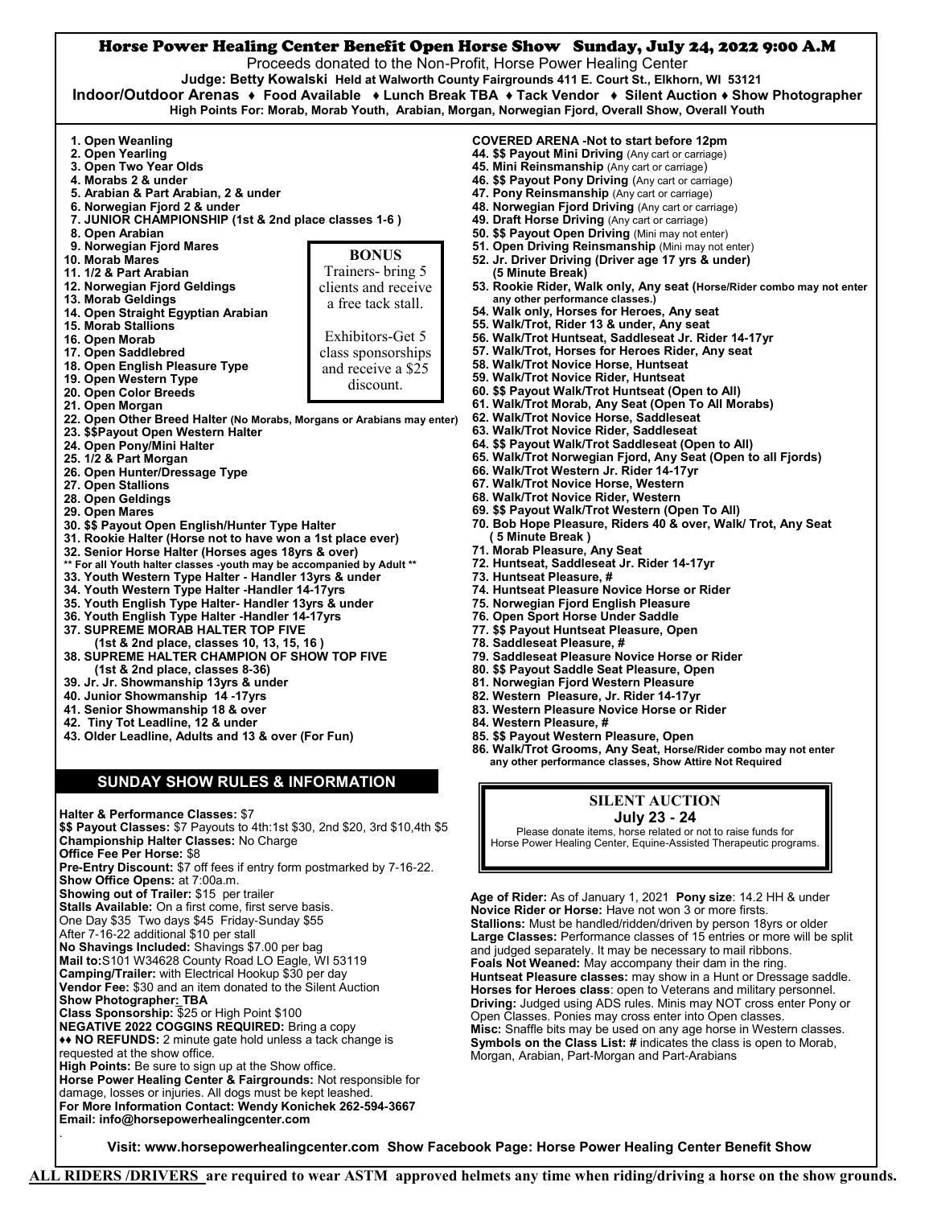# Horse Power Healing Center Benefit Open Horse Show Sunday, July 24, 2022 9:00 A.M

Proceeds donated to the Non-Profit, Horse Power Healing Center

**Judge: Betty Kowalski** Held at Walworth County Fairgrounds 411 E. Court St., Elkhorn, WI 53121

**Indoor/Outdoor Arenas ♦ Food Available ♦ Lunch Break TBA ♦ Tack Vendor ♦ Silent Auction ♦ Show Photographer**

**High Points For: Morab, Morab Youth, Arabian, Morgan, Norwegian Fjord, Overall Show, Overall Youth**

1. Open Weanling
2. Open Yearling
3. Open Two Year Olds
4. Morabs 2 & under
5. Arabian & Part Arabian, 2 & under
6. Norwegian Fjord 2 & under
7. JUNIOR CHAMPIONSHIP (1st & 2nd place classes 1-6 )
8. Open Arabian
9. Norwegian Fjord Mares
10. Morab Mares
11. 1/2 & Part Arabian
12. Norwegian Fjord Geldings
13. Morab Geldings
14. Open Straight Egyptian Arabian
15. Morab Stallions
16. Open Morab
17. Open Saddlebred
18. Open English Pleasure Type
19. Open Western Type
20. Open Color Breeds
21. Open Morgan
22. Open Other Breed Halter (No Morabs, Morgans or Arabians may enter)
23. $$Payout Open Western Halter
24. Open Pony/Mini Halter
25. 1/2 & Part Morgan
26. Open Hunter/Dressage Type
27. Open Stallions
28. Open Geldings
29. Open Mares
30. $$ Payout Open English/Hunter Type Halter
31. Rookie Halter (Horse not to have won a 1st place ever)
32. Senior Horse Halter (Horses ages 18yrs & over)

** For all Youth halter classes -youth may be accompanied by Adult **

33. Youth Western Type Halter - Handler 13yrs & under
34. Youth Western Type Halter -Handler 14-17yrs
35. Youth English Type Halter- Handler 13yrs & under
36. Youth English Type Halter -Handler 14-17yrs
37. SUPREME MORAB HALTER TOP FIVE (1st & 2nd place, classes 10, 13, 15, 16 )
38. SUPREME HALTER CHAMPION OF SHOW TOP FIVE (1st & 2nd place, classes 8-36)
39. Jr. Jr. Showmanship 13yrs & under
40. Junior Showmanship 14 -17yrs
41. Senior Showmanship 18 & over
42. Tiny Tot Leadline, 12 & under
43. Older Leadline, Adults and 13 & over (For Fun)

**BONUS**

Trainers- bring 5 clients and receive a free tack stall.

Exhibitors-Get 5 class sponsorships and receive a $25 discount.

**COVERED ARENA -Not to start before 12pm**

44. $$ Payout Mini Driving (Any cart or carriage)
45. Mini Reinsmanship (Any cart or carriage)
46. $$ Payout Pony Driving (Any cart or carriage)
47. Pony Reinsmanship (Any cart or carriage)
48. Norwegian Fjord Driving (Any cart or carriage)
49. Draft Horse Driving (Any cart or carriage)
50. $$ Payout Open Driving (Mini may not enter)
51. Open Driving Reinsmanship (Mini may not enter)
52. Jr. Driver Driving (Driver age 17 yrs & under) (5 Minute Break)
53. Rookie Rider, Walk only, Any seat (Horse/Rider combo may not enter any other performance classes.)
54. Walk only, Horses for Heroes, Any seat
55. Walk/Trot, Rider 13 & under, Any seat
56. Walk/Trot Huntseat, Saddleseat Jr. Rider 14-17yr
57. Walk/Trot, Horses for Heroes Rider, Any seat
58. Walk/Trot Novice Horse, Huntseat
59. Walk/Trot Novice Rider, Huntseat
60. $$ Payout Walk/Trot Huntseat (Open to All)
61. Walk/Trot Morab, Any Seat (Open To All Morabs)
62. Walk/Trot Novice Horse, Saddleseat
63. Walk/Trot Novice Rider, Saddleseat
64. $$ Payout Walk/Trot Saddleseat (Open to All)
65. Walk/Trot Norwegian Fjord, Any Seat (Open to all Fjords)
66. Walk/Trot Western Jr. Rider 14-17yr
67. Walk/Trot Novice Horse, Western
68. Walk/Trot Novice Rider, Western
69. $$ Payout Walk/Trot Western (Open To All)
70. Bob Hope Pleasure, Riders 40 & over, Walk/ Trot, Any Seat ( 5 Minute Break )
71. Morab Pleasure, Any Seat
72. Huntseat, Saddleseat Jr. Rider 14-17yr
73. Huntseat Pleasure, #
74. Huntseat Pleasure Novice Horse or Rider
75. Norwegian Fjord English Pleasure
76. Open Sport Horse Under Saddle
77. $$ Payout Huntseat Pleasure, Open
78. Saddleseat Pleasure, #
79. Saddleseat Pleasure Novice Horse or Rider
80. $$ Payout Saddle Seat Pleasure, Open
81. Norwegian Fjord Western Pleasure
82. Western Pleasure, Jr. Rider 14-17yr
83. Western Pleasure Novice Horse or Rider
84. Western Pleasure, #
85. $$ Payout Western Pleasure, Open
86. Walk/Trot Grooms, Any Seat, Horse/Rider combo may not enter any other performance classes, Show Attire Not Required

## SUNDAY SHOW RULES & INFORMATION

**Halter & Performance Classes:** $7
**$$ Payout Classes:** $7 Payouts to 4th:1st $30, 2nd $20, 3rd $10,4th $5
**Championship Halter Classes:** No Charge
**Office Fee Per Horse:** $8
**Pre-Entry Discount:** $7 off fees if entry form postmarked by 7-16-22.
**Show Office Opens:** at 7:00a.m.
**Showing out of Trailer:** $15 per trailer
**Stalls Available:** On a first come, first serve basis.
One Day $35 Two days $45 Friday-Sunday $55
After 7-16-22 additional $10 per stall
**No Shavings Included:** Shavings $7.00 per bag
**Mail to:**S101 W34628 County Road LO Eagle, WI 53119
**Camping/Trailer:** with Electrical Hookup $30 per day
**Vendor Fee:** $30 and an item donated to the Silent Auction
**Show Photographer: TBA**
**Class Sponsorship:** $25 or High Point $100
**NEGATIVE 2022 COGGINS REQUIRED:** Bring a copy
**♦♦ NO REFUNDS:** 2 minute gate hold unless a tack change is requested at the show office.
**High Points:** Be sure to sign up at the Show office.
**Horse Power Healing Center & Fairgrounds:** Not responsible for damage, losses or injuries. All dogs must be kept leashed.
**For More Information Contact: Wendy Konichek 262-594-3667**
**Email: info@horsepowerhealingcenter.com**

**SILENT AUCTION**
**July 23 - 24**
Please donate items, horse related or not to raise funds for Horse Power Healing Center, Equine-Assisted Therapeutic programs.

**Age of Rider:** As of January 1, 2021 **Pony size**: 14.2 HH & under
**Novice Rider or Horse:** Have not won 3 or more firsts.
**Stallions:** Must be handled/ridden/driven by person 18yrs or older
**Large Classes:** Performance classes of 15 entries or more will be split and judged separately. It may be necessary to mail ribbons.
**Foals Not Weaned:** May accompany their dam in the ring.
**Huntseat Pleasure classes:** may show in a Hunt or Dressage saddle.
**Horses for Heroes class**: open to Veterans and military personnel.
**Driving:** Judged using ADS rules. Minis may NOT cross enter Pony or Open Classes. Ponies may cross enter into Open classes.
**Misc:** Snaffle bits may be used on any age horse in Western classes.
**Symbols on the Class List: #** indicates the class is open to Morab, Morgan, Arabian, Part-Morgan and Part-Arabians

**Visit: www.horsepowerhealingcenter.com Show Facebook Page: Horse Power Healing Center Benefit Show**

**ALL RIDERS /DRIVERS are required to wear ASTM approved helmets any time when riding/driving a horse on the show grounds.**